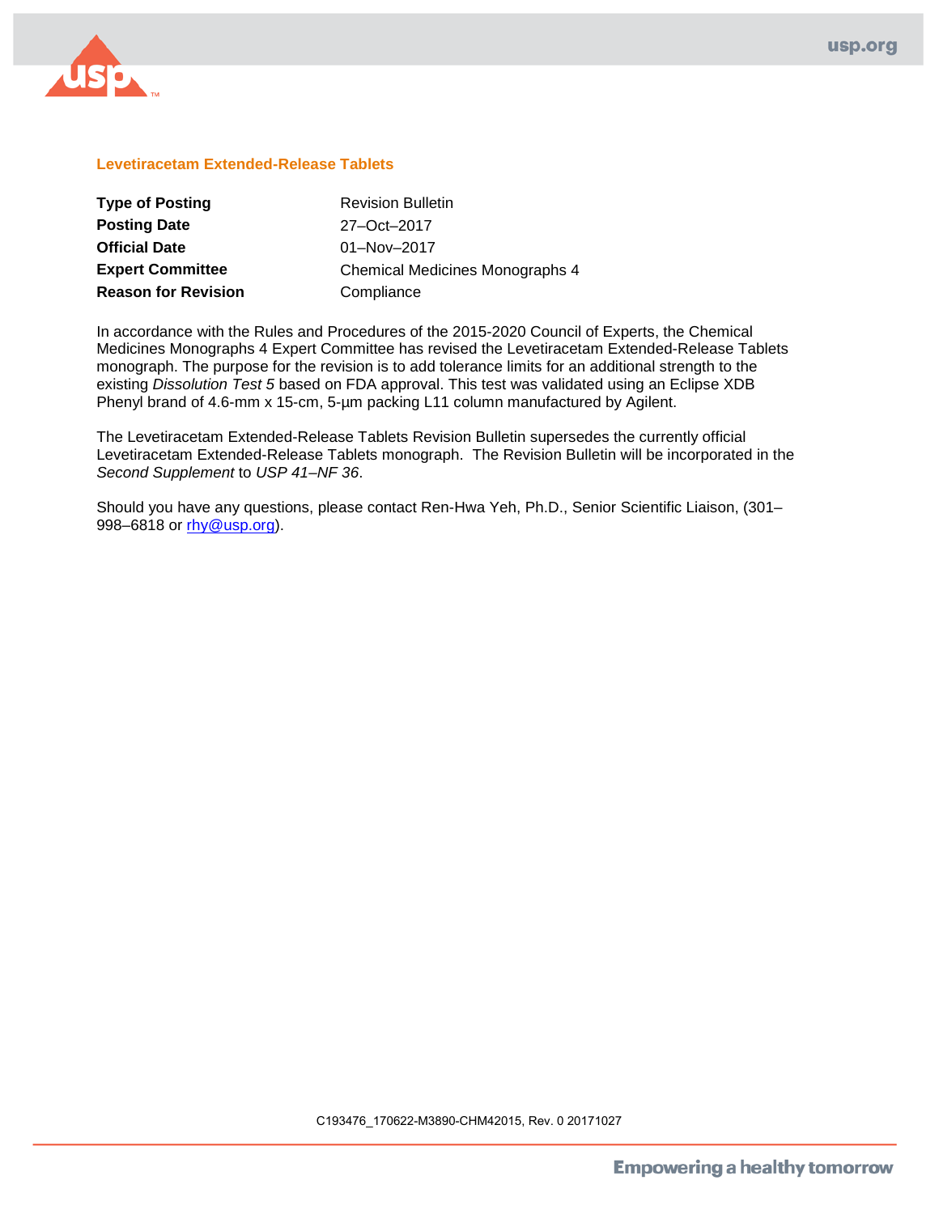## Levetiracetam Extended-Release Tablets

| | |
|---|---|
| **Type of Posting** | Revision Bulletin |
| **Posting Date** | 27–Oct–2017 |
| **Official Date** | 01–Nov–2017 |
| **Expert Committee** | Chemical Medicines Monographs 4 |
| **Reason for Revision** | Compliance |

In accordance with the Rules and Procedures of the 2015-2020 Council of Experts, the Chemical Medicines Monographs 4 Expert Committee has revised the Levetiracetam Extended-Release Tablets monograph. The purpose for the revision is to add tolerance limits for an additional strength to the existing *Dissolution Test 5* based on FDA approval. This test was validated using an Eclipse XDB Phenyl brand of 4.6-mm x 15-cm, 5-µm packing L11 column manufactured by Agilent.

The Levetiracetam Extended-Release Tablets Revision Bulletin supersedes the currently official Levetiracetam Extended-Release Tablets monograph. The Revision Bulletin will be incorporated in the *Second Supplement* to *USP 41–NF 36*.

Should you have any questions, please contact Ren-Hwa Yeh, Ph.D., Senior Scientific Liaison, (301–998–6818 or rhy@usp.org).

C193476_170622-M3890-CHM42015, Rev. 0 20171027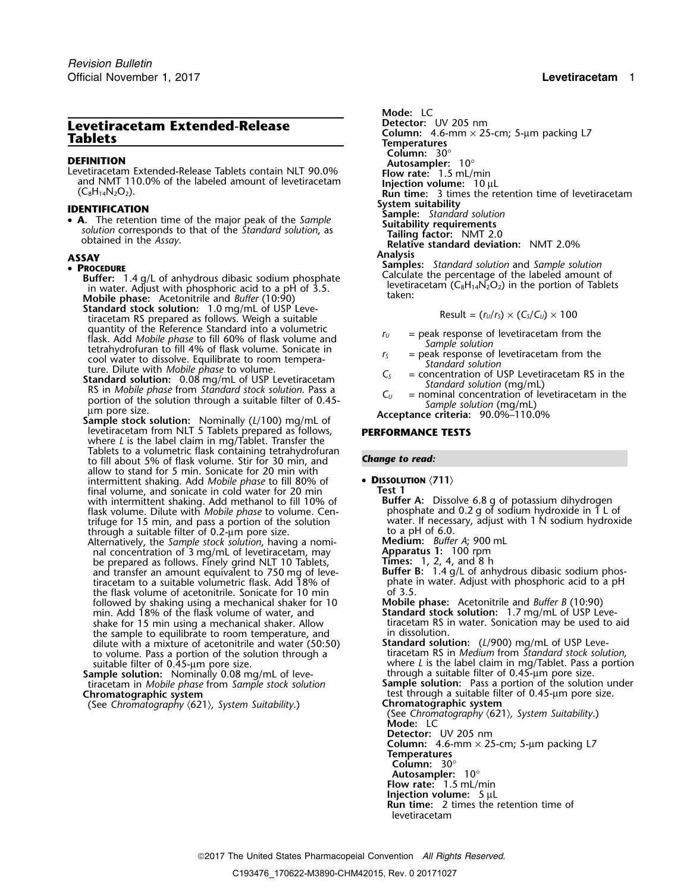# Levetiracetam Extended-Release Tablets

## DEFINITION

Levetiracetam Extended-Release Tablets contain NLT 90.0% and NMT 110.0% of the labeled amount of levetiracetam ($C_8H_{14}N_2O_2$).

## IDENTIFICATION

- **A.** The retention time of the major peak of the *Sample solution* corresponds to that of the *Standard solution*, as obtained in the *Assay*.

## ASSAY

- **PROCEDURE**

**Buffer:** 1.4 g/L of anhydrous dibasic sodium phosphate in water. Adjust with phosphoric acid to a pH of 3.5.

**Mobile phase:** Acetonitrile and *Buffer* (10:90)

**Standard stock solution:** 1.0 mg/mL of USP Levetiracetam RS prepared as follows. Weigh a suitable quantity of the Reference Standard into a volumetric flask. Add *Mobile phase* to fill 60% of flask volume and tetrahydrofuran to fill 4% of flask volume. Sonicate in cool water to dissolve. Equilibrate to room temperature. Dilute with *Mobile phase* to volume.

**Standard solution:** 0.08 mg/mL of USP Levetiracetam RS in *Mobile phase* from *Standard stock solution*. Pass a portion of the solution through a suitable filter of 0.45-µm pore size.

**Sample stock solution:** Nominally ($L$/100) mg/mL of levetiracetam from NLT 5 Tablets prepared as follows, where $L$ is the label claim in mg/Tablet. Transfer the Tablets to a volumetric flask containing tetrahydrofuran to fill about 5% of flask volume. Stir for 30 min, and allow to stand for 5 min. Sonicate for 20 min with intermittent shaking. Add *Mobile phase* to fill 80% of final volume, and sonicate in cold water for 20 min with intermittent shaking. Add methanol to fill 10% of flask volume. Dilute with *Mobile phase* to volume. Centrifuge for 15 min, and pass a portion of the solution through a suitable filter of 0.2-µm pore size.

Alternatively, the *Sample stock solution*, having a nominal concentration of 3 mg/mL of levetiracetam, may be prepared as follows. Finely grind NLT 10 Tablets, and transfer an amount equivalent to 750 mg of levetiracetam to a suitable volumetric flask. Add 18% of the flask volume of acetonitrile. Sonicate for 10 min followed by shaking using a mechanical shaker for 10 min. Add 18% of the flask volume of water, and shake for 15 min using a mechanical shaker. Allow the sample to equilibrate to room temperature, and dilute with a mixture of acetonitrile and water (50:50) to volume. Pass a portion of the solution through a suitable filter of 0.45-µm pore size.

**Sample solution:** Nominally 0.08 mg/mL of levetiracetam in *Mobile phase* from *Sample stock solution*

**Chromatographic system**

(See *Chromatography* ⟨621⟩*, System Suitability*.)

**Mode:** LC

**Detector:** UV 205 nm

**Column:** 4.6-mm × 25-cm; 5-µm packing L7

**Temperatures**

**Column:** 30°

**Autosampler:** 10°

**Flow rate:** 1.5 mL/min

**Injection volume:** 10 µL

**Run time:** 3 times the retention time of levetiracetam

**System suitability**

**Sample:** *Standard solution*

**Suitability requirements**

**Tailing factor:** NMT 2.0

**Relative standard deviation:** NMT 2.0%

**Analysis**

**Samples:** *Standard solution* and *Sample solution*

Calculate the percentage of the labeled amount of levetiracetam ($C_8H_{14}N_2O_2$) in the portion of Tablets taken:

$$\text{Result} = (r_U/r_S) \times (C_S/C_U) \times 100$$

$r_U$ = peak response of levetiracetam from the *Sample solution*

$r_S$ = peak response of levetiracetam from the *Standard solution*

$C_S$ = concentration of USP Levetiracetam RS in the *Standard solution* (mg/mL)

$C_U$ = nominal concentration of levetiracetam in the *Sample solution* (mg/mL)

**Acceptance criteria:** 90.0%–110.0%

## PERFORMANCE TESTS

***Change to read:***

- **DISSOLUTION** ⟨711⟩

**Test 1**

**Buffer A:** Dissolve 6.8 g of potassium dihydrogen phosphate and 0.2 g of sodium hydroxide in 1 L of water. If necessary, adjust with 1 N sodium hydroxide to a pH of 6.0.

**Medium:** *Buffer A*; 900 mL

**Apparatus 1:** 100 rpm

**Times:** 1, 2, 4, and 8 h

**Buffer B:** 1.4 g/L of anhydrous dibasic sodium phosphate in water. Adjust with phosphoric acid to a pH of 3.5.

**Mobile phase:** Acetonitrile and *Buffer B* (10:90)

**Standard stock solution:** 1.7 mg/mL of USP Levetiracetam RS in water. Sonication may be used to aid in dissolution.

**Standard solution:** ($L$/900) mg/mL of USP Levetiracetam RS in *Medium* from *Standard stock solution*, where $L$ is the label claim in mg/Tablet. Pass a portion through a suitable filter of 0.45-µm pore size.

**Sample solution:** Pass a portion of the solution under test through a suitable filter of 0.45-µm pore size.

**Chromatographic system**

(See *Chromatography* ⟨621⟩*, System Suitability*.)

**Mode:** LC

**Detector:** UV 205 nm

**Column:** 4.6-mm × 25-cm; 5-µm packing L7

**Temperatures**

**Column:** 30°

**Autosampler:** 10°

**Flow rate:** 1.5 mL/min

**Injection volume:** 5 µL

**Run time:** 2 times the retention time of levetiracetam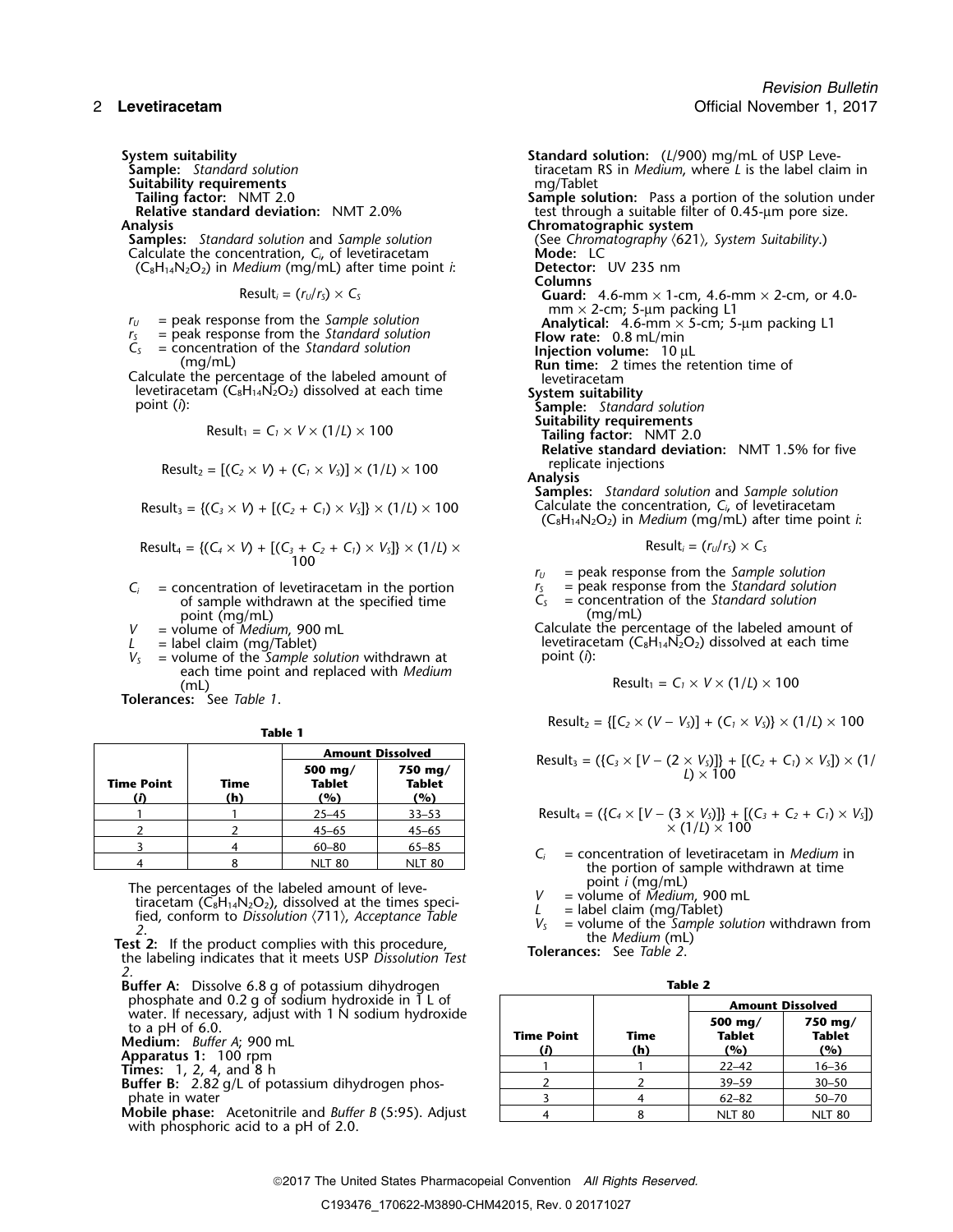**System suitability**

**Sample:** *Standard solution*

**Suitability requirements**

**Tailing factor:** NMT 2.0

**Relative standard deviation:** NMT 2.0%

**Analysis**

**Samples:** *Standard solution* and *Sample solution*

Calculate the concentration, $C_i$, of levetiracetam ($C_8H_{14}N_2O_2$) in *Medium* (mg/mL) after time point *i*:

$$\text{Result}_i = (r_U/r_S) \times C_S$$

$r_U$ = peak response from the *Sample solution*
$r_S$ = peak response from the *Standard solution*
$C_S$ = concentration of the *Standard solution* (mg/mL)

Calculate the percentage of the labeled amount of levetiracetam ($C_8H_{14}N_2O_2$) dissolved at each time point (*i*):

$$\text{Result}_1 = C_1 \times V \times (1/L) \times 100$$

$$\text{Result}_2 = [(C_2 \times V) + (C_1 \times V_S)] \times (1/L) \times 100$$

$$\text{Result}_3 = \{(C_3 \times V) + [(C_2 + C_1) \times V_S]\} \times (1/L) \times 100$$

$$\text{Result}_4 = \{(C_4 \times V) + [(C_3 + C_2 + C_1) \times V_S]\} \times (1/L) \times 100$$

$C_i$ = concentration of levetiracetam in the portion of sample withdrawn at the specified time point (mg/mL)
$V$ = volume of *Medium*, 900 mL
$L$ = label claim (mg/Tablet)
$V_S$ = volume of the *Sample solution* withdrawn at each time point and replaced with *Medium* (mL)

**Tolerances:** See *Table 1*.

**Table 1**

| Time Point (*i*) | Time (h) | Amount Dissolved 500 mg/Tablet (%) | Amount Dissolved 750 mg/Tablet (%) |
|---|---|---|---|
| 1 | 1 | 25–45 | 33–53 |
| 2 | 2 | 45–65 | 45–65 |
| 3 | 4 | 60–80 | 65–85 |
| 4 | 8 | NLT 80 | NLT 80 |

The percentages of the labeled amount of levetiracetam ($C_8H_{14}N_2O_2$), dissolved at the times specified, conform to *Dissolution* ⟨711⟩, *Acceptance Table 2*.

**Test 2:** If the product complies with this procedure, the labeling indicates that it meets USP *Dissolution Test 2*.

**Buffer A:** Dissolve 6.8 g of potassium dihydrogen phosphate and 0.2 g of sodium hydroxide in 1 L of water. If necessary, adjust with 1 N sodium hydroxide to a pH of 6.0.

**Medium:** *Buffer A*; 900 mL

**Apparatus 1:** 100 rpm

**Times:** 1, 2, 4, and 8 h

**Buffer B:** 2.82 g/L of potassium dihydrogen phosphate in water

**Mobile phase:** Acetonitrile and *Buffer B* (5:95). Adjust with phosphoric acid to a pH of 2.0.

**Standard solution:** ($L$/900) mg/mL of USP Levetiracetam RS in *Medium*, where $L$ is the label claim in mg/Tablet

**Sample solution:** Pass a portion of the solution under test through a suitable filter of 0.45-µm pore size.

**Chromatographic system**

(See *Chromatography* ⟨621⟩, *System Suitability*.)

**Mode:** LC

**Detector:** UV 235 nm

**Columns**

**Guard:** 4.6-mm × 1-cm, 4.6-mm × 2-cm, or 4.0-mm × 2-cm; 5-µm packing L1

**Analytical:** 4.6-mm × 5-cm; 5-µm packing L1

**Flow rate:** 0.8 mL/min

**Injection volume:** 10 µL

**Run time:** 2 times the retention time of levetiracetam

**System suitability**

**Sample:** *Standard solution*

**Suitability requirements**

**Tailing factor:** NMT 2.0

**Relative standard deviation:** NMT 1.5% for five replicate injections

**Analysis**

**Samples:** *Standard solution* and *Sample solution*

Calculate the concentration, $C_i$, of levetiracetam ($C_8H_{14}N_2O_2$) in *Medium* (mg/mL) after time point *i*:

$$\text{Result}_i = (r_U/r_S) \times C_S$$

$r_U$ = peak response from the *Sample solution*
$r_S$ = peak response from the *Standard solution*
$C_S$ = concentration of the *Standard solution* (mg/mL)

Calculate the percentage of the labeled amount of levetiracetam ($C_8H_{14}N_2O_2$) dissolved at each time point (*i*):

$$\text{Result}_1 = C_1 \times V \times (1/L) \times 100$$

$$\text{Result}_2 = \{[C_2 \times (V - V_S)] + (C_1 \times V_S)\} \times (1/L) \times 100$$

$$\text{Result}_3 = (\{C_3 \times [V - (2 \times V_S)]\} + [(C_2 + C_1) \times V_S]) \times (1/L) \times 100$$

$$\text{Result}_4 = (\{C_4 \times [V - (3 \times V_S)]\} + [(C_3 + C_2 + C_1) \times V_S]) \times (1/L) \times 100$$

$C_i$ = concentration of levetiracetam in *Medium* in the portion of sample withdrawn at time point *i* (mg/mL)
$V$ = volume of *Medium*, 900 mL
$L$ = label claim (mg/Tablet)
$V_S$ = volume of the *Sample solution* withdrawn from the *Medium* (mL)

**Tolerances:** See *Table 2*.

**Table 2**

| Time Point (*i*) | Time (h) | Amount Dissolved 500 mg/Tablet (%) | Amount Dissolved 750 mg/Tablet (%) |
|---|---|---|---|
| 1 | 1 | 22–42 | 16–36 |
| 2 | 2 | 39–59 | 30–50 |
| 3 | 4 | 62–82 | 50–70 |
| 4 | 8 | NLT 80 | NLT 80 |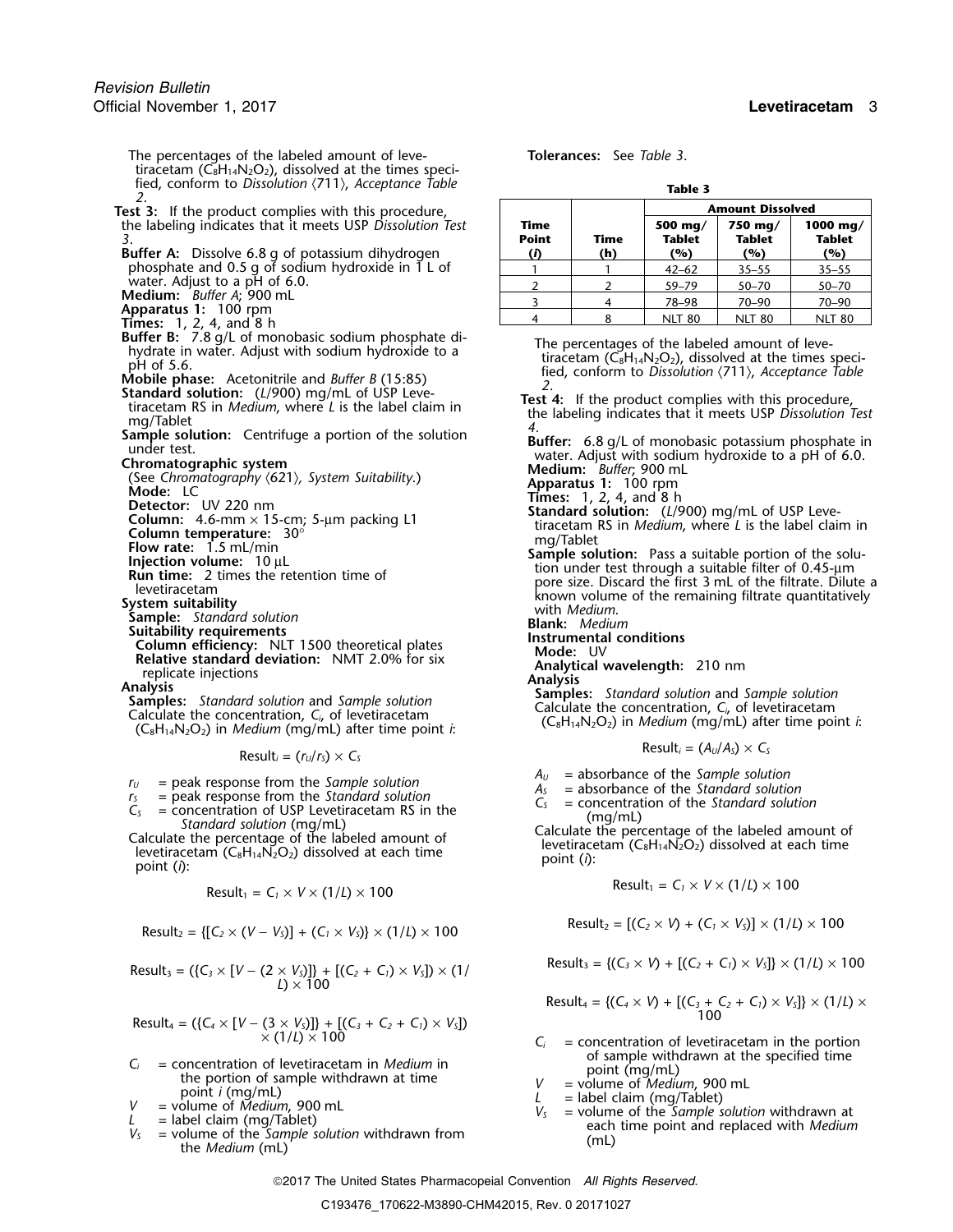The percentages of the labeled amount of levetiracetam ($C_8H_{14}N_2O_2$), dissolved at the times specified, conform to *Dissolution* ⟨711⟩, *Acceptance Table 2*.

**Test 3:** If the product complies with this procedure, the labeling indicates that it meets USP *Dissolution Test 3*.

**Buffer A:** Dissolve 6.8 g of potassium dihydrogen phosphate and 0.5 g of sodium hydroxide in 1 L of water. Adjust to a pH of 6.0.

**Medium:** *Buffer A*; 900 mL

**Apparatus 1:** 100 rpm

**Times:** 1, 2, 4, and 8 h

**Buffer B:** 7.8 g/L of monobasic sodium phosphate dihydrate in water. Adjust with sodium hydroxide to a pH of 5.6.

**Mobile phase:** Acetonitrile and *Buffer B* (15:85)

**Standard solution:** ($L$/900) mg/mL of USP Levetiracetam RS in *Medium*, where $L$ is the label claim in mg/Tablet

**Sample solution:** Centrifuge a portion of the solution under test.

**Chromatographic system**

(See *Chromatography* ⟨621⟩, *System Suitability*.)

**Mode:** LC

**Detector:** UV 220 nm

**Column:** 4.6-mm × 15-cm; 5-µm packing L1

**Column temperature:** 30°

**Flow rate:** 1.5 mL/min

**Injection volume:** 10 µL

**Run time:** 2 times the retention time of levetiracetam

**System suitability**

**Sample:** *Standard solution*

**Suitability requirements**

**Column efficiency:** NLT 1500 theoretical plates

**Relative standard deviation:** NMT 2.0% for six replicate injections

**Analysis**

**Samples:** *Standard solution* and *Sample solution*

Calculate the concentration, $C_i$, of levetiracetam ($C_8H_{14}N_2O_2$) in *Medium* (mg/mL) after time point $i$:

$$\text{Result}_i = (r_U/r_S) \times C_S$$

$r_U$ = peak response from the *Sample solution*
$r_S$ = peak response from the *Standard solution*
$C_S$ = concentration of USP Levetiracetam RS in the *Standard solution* (mg/mL)

Calculate the percentage of the labeled amount of levetiracetam ($C_8H_{14}N_2O_2$) dissolved at each time point ($i$):

$$\text{Result}_1 = C_1 \times V \times (1/L) \times 100$$

$$\text{Result}_2 = \{[C_2 \times (V - V_S)] + (C_1 \times V_S)\} \times (1/L) \times 100$$

$$\text{Result}_3 = (\{C_3 \times [V - (2 \times V_S)]\} + [(C_2 + C_1) \times V_S]) \times (1/L) \times 100$$

$$\text{Result}_4 = (\{C_4 \times [V - (3 \times V_S)]\} + [(C_3 + C_2 + C_1) \times V_S]) \times (1/L) \times 100$$

$C_i$ = concentration of levetiracetam in *Medium* in the portion of sample withdrawn at time point $i$ (mg/mL)
$V$ = volume of *Medium*, 900 mL
$L$ = label claim (mg/Tablet)
$V_S$ = volume of the *Sample solution* withdrawn from the *Medium* (mL)

**Tolerances:** See *Table 3*.

**Table 3**

| Time Point ($i$) | Time (h) | Amount Dissolved 500 mg/ Tablet (%) | 750 mg/ Tablet (%) | 1000 mg/ Tablet (%) |
|---|---|---|---|---|
| 1 | 1 | 42–62 | 35–55 | 35–55 |
| 2 | 2 | 59–79 | 50–70 | 50–70 |
| 3 | 4 | 78–98 | 70–90 | 70–90 |
| 4 | 8 | NLT 80 | NLT 80 | NLT 80 |

The percentages of the labeled amount of levetiracetam ($C_8H_{14}N_2O_2$), dissolved at the times specified, conform to *Dissolution* ⟨711⟩, *Acceptance Table 2*.

**Test 4:** If the product complies with this procedure, the labeling indicates that it meets USP *Dissolution Test 4*.

**Buffer:** 6.8 g/L of monobasic potassium phosphate in water. Adjust with sodium hydroxide to a pH of 6.0.

**Medium:** *Buffer*; 900 mL

**Apparatus 1:** 100 rpm

**Times:** 1, 2, 4, and 8 h

**Standard solution:** ($L$/900) mg/mL of USP Levetiracetam RS in *Medium*, where $L$ is the label claim in mg/Tablet

**Sample solution:** Pass a suitable portion of the solution under test through a suitable filter of 0.45-µm pore size. Discard the first 3 mL of the filtrate. Dilute a known volume of the remaining filtrate quantitatively with *Medium*.

**Blank:** *Medium*

**Instrumental conditions**

**Mode:** UV

**Analytical wavelength:** 210 nm

**Analysis**

**Samples:** *Standard solution* and *Sample solution*

Calculate the concentration, $C_i$, of levetiracetam ($C_8H_{14}N_2O_2$) in *Medium* (mg/mL) after time point $i$:

$$\text{Result}_i = (A_U/A_S) \times C_S$$

$A_U$ = absorbance of the *Sample solution*
$A_S$ = absorbance of the *Standard solution*
$C_S$ = concentration of the *Standard solution* (mg/mL)

Calculate the percentage of the labeled amount of levetiracetam ($C_8H_{14}N_2O_2$) dissolved at each time point ($i$):

$$\text{Result}_1 = C_1 \times V \times (1/L) \times 100$$

$$\text{Result}_2 = [(C_2 \times V) + (C_1 \times V_S)] \times (1/L) \times 100$$

$$\text{Result}_3 = \{(C_3 \times V) + [(C_2 + C_1) \times V_S]\} \times (1/L) \times 100$$

$$\text{Result}_4 = \{(C_4 \times V) + [(C_3 + C_2 + C_1) \times V_S]\} \times (1/L) \times 100$$

$C_i$ = concentration of levetiracetam in the portion of sample withdrawn at the specified time point (mg/mL)
$V$ = volume of *Medium*, 900 mL
$L$ = label claim (mg/Tablet)
$V_S$ = volume of the *Sample solution* withdrawn at each time point and replaced with *Medium* (mL)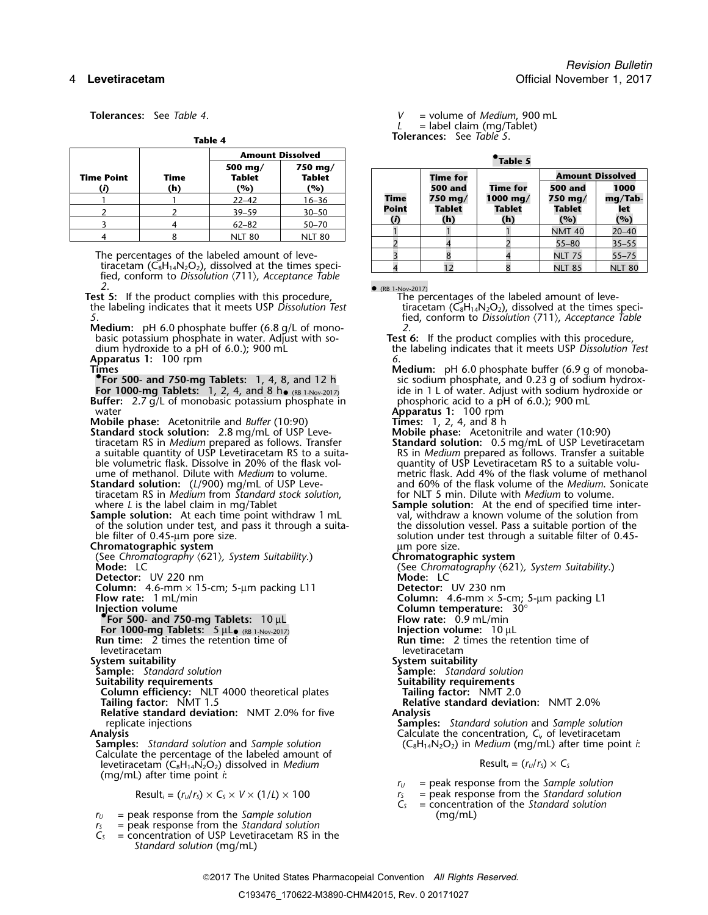**Tolerances:** See *Table 4*.

**Table 4**

| Time Point (*i*) | Time (h) | Amount Dissolved | |
|---|---|---|---|
| | | 500 mg/ Tablet (%) | 750 mg/ Tablet (%) |
| 1 | 1 | 22–42 | 16–36 |
| 2 | 2 | 39–59 | 30–50 |
| 3 | 4 | 62–82 | 50–70 |
| 4 | 8 | NLT 80 | NLT 80 |

The percentages of the labeled amount of levetiracetam ($C_8H_{14}N_2O_2$), dissolved at the times specified, conform to *Dissolution* ⟨711⟩, *Acceptance Table 2*.

**Test 5:** If the product complies with this procedure, the labeling indicates that it meets USP *Dissolution Test 5*.

**Medium:** pH 6.0 phosphate buffer (6.8 g/L of monobasic potassium phosphate in water. Adjust with sodium hydroxide to a pH of 6.0.); 900 mL

**Apparatus 1:** 100 rpm

**Times**

•**For 500- and 750-mg Tablets:** 1, 4, 8, and 12 h

**For 1000-mg Tablets:** 1, 2, 4, and 8 h• (RB 1-Nov-2017)

**Buffer:** 2.7 g/L of monobasic potassium phosphate in water

**Mobile phase:** Acetonitrile and *Buffer* (10:90)

**Standard stock solution:** 2.8 mg/mL of USP Levetiracetam RS in *Medium* prepared as follows. Transfer a suitable quantity of USP Levetiracetam RS to a suitable volumetric flask. Dissolve in 20% of the flask volume of methanol. Dilute with *Medium* to volume.

**Standard solution:** (*L*/900) mg/mL of USP Levetiracetam RS in *Medium* from *Standard stock solution*, where *L* is the label claim in mg/Tablet

**Sample solution:** At each time point withdraw 1 mL of the solution under test, and pass it through a suitable filter of 0.45-µm pore size.

**Chromatographic system**

(See *Chromatography* ⟨621⟩, *System Suitability*.)

**Mode:** LC

**Detector:** UV 220 nm

**Column:** 4.6-mm × 15-cm; 5-µm packing L11

**Flow rate:** 1 mL/min

**Injection volume**

•**For 500- and 750-mg Tablets:** 10 µL

**For 1000-mg Tablets:** 5 µL• (RB 1-Nov-2017)

**Run time:** 2 times the retention time of levetiracetam

**System suitability**

**Sample:** *Standard solution*

**Suitability requirements**

**Column efficiency:** NLT 4000 theoretical plates

**Tailing factor:** NMT 1.5

**Relative standard deviation:** NMT 2.0% for five replicate injections

**Analysis**

**Samples:** *Standard solution* and *Sample solution*

Calculate the percentage of the labeled amount of levetiracetam ($C_8H_{14}N_2O_2$) dissolved in *Medium* (mg/mL) after time point *i*:

$$\text{Result}_i = (r_U/r_S) \times C_S \times V \times (1/L) \times 100$$

$r_U$ = peak response from the *Sample solution*
$r_S$ = peak response from the *Standard solution*
$C_S$ = concentration of USP Levetiracetam RS in the *Standard solution* (mg/mL)
$V$ = volume of *Medium*, 900 mL
$L$ = label claim (mg/Tablet)

**Tolerances:** See *Table 5*.

•**Table 5**

| Time Point (*i*) | Time for 500 and 750 mg/ Tablet (h) | Time for 1000 mg/ Tablet (h) | Amount Dissolved | |
|---|---|---|---|---|
| | | | 500 and 750 mg/ Tablet (%) | 1000 mg/Tablet (%) |
| 1 | 1 | 1 | NMT 40 | 20–40 |
| 2 | 4 | 2 | 55–80 | 35–55 |
| 3 | 8 | 4 | NLT 75 | 55–75 |
| 4 | 12 | 8 | NLT 85 | NLT 80 |

• (RB 1-Nov-2017)

The percentages of the labeled amount of levetiracetam ($C_8H_{14}N_2O_2$), dissolved at the times specified, conform to *Dissolution* ⟨711⟩, *Acceptance Table 2*.

**Test 6:** If the product complies with this procedure, the labeling indicates that it meets USP *Dissolution Test 6*.

**Medium:** pH 6.0 phosphate buffer (6.9 g of monobasic sodium phosphate, and 0.23 g of sodium hydroxide in 1 L of water. Adjust with sodium hydroxide or phosphoric acid to a pH of 6.0.); 900 mL

**Apparatus 1:** 100 rpm

**Times:** 1, 2, 4, and 8 h

**Mobile phase:** Acetonitrile and water (10:90)

**Standard solution:** 0.5 mg/mL of USP Levetiracetam RS in *Medium* prepared as follows. Transfer a suitable quantity of USP Levetiracetam RS to a suitable volumetric flask. Add 4% of the flask volume of methanol and 60% of the flask volume of the *Medium*. Sonicate for NLT 5 min. Dilute with *Medium* to volume.

**Sample solution:** At the end of specified time interval, withdraw a known volume of the solution from the dissolution vessel. Pass a suitable portion of the solution under test through a suitable filter of 0.45-µm pore size.

**Chromatographic system**

(See *Chromatography* ⟨621⟩, *System Suitability*.)

**Mode:** LC

**Detector:** UV 230 nm

**Column:** 4.6-mm × 5-cm; 5-µm packing L1

**Column temperature:** 30°

**Flow rate:** 0.9 mL/min

**Injection volume:** 10 µL

**Run time:** 2 times the retention time of levetiracetam

**System suitability**

**Sample:** *Standard solution*

**Suitability requirements**

**Tailing factor:** NMT 2.0

**Relative standard deviation:** NMT 2.0%

**Analysis**

**Samples:** *Standard solution* and *Sample solution*

Calculate the concentration, $C_i$, of levetiracetam ($C_8H_{14}N_2O_2$) in *Medium* (mg/mL) after time point *i*:

$$\text{Result}_i = (r_U/r_S) \times C_S$$

$r_U$ = peak response from the *Sample solution*
$r_S$ = peak response from the *Standard solution*
$C_S$ = concentration of the *Standard solution* (mg/mL)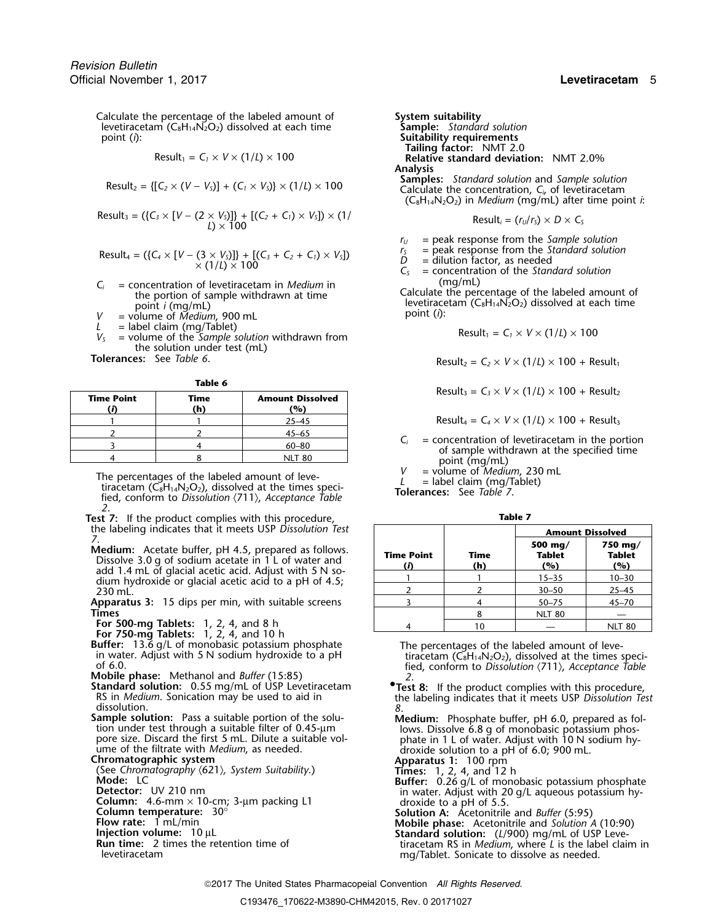Calculate the percentage of the labeled amount of levetiracetam ($C_8H_{14}N_2O_2$) dissolved at each time point ($i$):

$$\text{Result}_1 = C_1 \times V \times (1/L) \times 100$$

$$\text{Result}_2 = \{[C_2 \times (V - V_S)] + (C_1 \times V_S)\} \times (1/L) \times 100$$

$$\text{Result}_3 = (\{C_3 \times [V - (2 \times V_S)]\} + [(C_2 + C_1) \times V_S]) \times (1/L) \times 100$$

$$\text{Result}_4 = (\{C_4 \times [V - (3 \times V_S)]\} + [(C_3 + C_2 + C_1) \times V_S]) \times (1/L) \times 100$$

$C_i$ = concentration of levetiracetam in *Medium* in the portion of sample withdrawn at time point $i$ (mg/mL)
$V$ = volume of *Medium*, 900 mL
$L$ = label claim (mg/Tablet)
$V_S$ = volume of the *Sample solution* withdrawn from the solution under test (mL)

**Tolerances:** See *Table 6*.

**Table 6**

| Time Point ($i$) | Time (h) | Amount Dissolved (%) |
|---|---|---|
| 1 | 1 | 25–45 |
| 2 | 2 | 45–65 |
| 3 | 4 | 60–80 |
| 4 | 8 | NLT 80 |

The percentages of the labeled amount of levetiracetam ($C_8H_{14}N_2O_2$), dissolved at the times specified, conform to *Dissolution* ⟨711⟩, *Acceptance Table 2*.

**Test 7:** If the product complies with this procedure, the labeling indicates that it meets USP *Dissolution Test 7*.

**Medium:** Acetate buffer, pH 4.5, prepared as follows. Dissolve 3.0 g of sodium acetate in 1 L of water and add 1.4 mL of glacial acetic acid. Adjust with 5 N sodium hydroxide or glacial acetic acid to a pH of 4.5; 230 mL.
**Apparatus 3:** 15 dips per min, with suitable screens
**Times**
**For 500-mg Tablets:** 1, 2, 4, and 8 h
**For 750-mg Tablets:** 1, 2, 4, and 10 h
**Buffer:** 13.6 g/L of monobasic potassium phosphate in water. Adjust with 5 N sodium hydroxide to a pH of 6.0.
**Mobile phase:** Methanol and *Buffer* (15:85)
**Standard solution:** 0.55 mg/mL of USP Levetiracetam RS in *Medium*. Sonication may be used to aid in dissolution.
**Sample solution:** Pass a suitable portion of the solution under test through a suitable filter of 0.45-µm pore size. Discard the first 5 mL. Dilute a suitable volume of the filtrate with *Medium*, as needed.
**Chromatographic system**
(See *Chromatography* ⟨621⟩*, System Suitability*.)
**Mode:** LC
**Detector:** UV 210 nm
**Column:** 4.6-mm × 10-cm; 3-µm packing L1
**Column temperature:** 30°
**Flow rate:** 1 mL/min
**Injection volume:** 10 µL
**Run time:** 2 times the retention time of levetiracetam
**System suitability**
**Sample:** *Standard solution*
**Suitability requirements**
**Tailing factor:** NMT 2.0
**Relative standard deviation:** NMT 2.0%
**Analysis**
**Samples:** *Standard solution* and *Sample solution*
Calculate the concentration, $C_i$, of levetiracetam ($C_8H_{14}N_2O_2$) in *Medium* (mg/mL) after time point $i$:

$$\text{Result}_i = (r_U/r_S) \times D \times C_S$$

$r_U$ = peak response from the *Sample solution*
$r_S$ = peak response from the *Standard solution*
$D$ = dilution factor, as needed
$C_S$ = concentration of the *Standard solution* (mg/mL)

Calculate the percentage of the labeled amount of levetiracetam ($C_8H_{14}N_2O_2$) dissolved at each time point ($i$):

$$\text{Result}_1 = C_1 \times V \times (1/L) \times 100$$

$$\text{Result}_2 = C_2 \times V \times (1/L) \times 100 + \text{Result}_1$$

$$\text{Result}_3 = C_3 \times V \times (1/L) \times 100 + \text{Result}_2$$

$$\text{Result}_4 = C_4 \times V \times (1/L) \times 100 + \text{Result}_3$$

$C_i$ = concentration of levetiracetam in the portion of sample withdrawn at the specified time point (mg/mL)
$V$ = volume of *Medium*, 230 mL
$L$ = label claim (mg/Tablet)

**Tolerances:** See *Table 7*.

**Table 7**

| Time Point ($i$) | Time (h) | Amount Dissolved | |
|---|---|---|---|
| | | 500 mg/ Tablet (%) | 750 mg/ Tablet (%) |
| 1 | 1 | 15–35 | 10–30 |
| 2 | 2 | 30–50 | 25–45 |
| 3 | 4 | 50–75 | 45–70 |
| | 8 | NLT 80 | — |
| 4 | 10 | — | NLT 80 |

The percentages of the labeled amount of levetiracetam ($C_8H_{14}N_2O_2$), dissolved at the times specified, conform to *Dissolution* ⟨711⟩, *Acceptance Table 2*.

•**Test 8:** If the product complies with this procedure, the labeling indicates that it meets USP *Dissolution Test 8*.

**Medium:** Phosphate buffer, pH 6.0, prepared as follows. Dissolve 6.8 g of monobasic potassium phosphate in 1 L of water. Adjust with 10 N sodium hydroxide solution to a pH of 6.0; 900 mL.
**Apparatus 1:** 100 rpm
**Times:** 1, 2, 4, and 12 h
**Buffer:** 0.26 g/L of monobasic potassium phosphate in water. Adjust with 20 g/L aqueous potassium hydroxide to a pH of 5.5.
**Solution A:** Acetonitrile and *Buffer* (5:95)
**Mobile phase:** Acetonitrile and *Solution A* (10:90)
**Standard solution:** ($L$/900) mg/mL of USP Levetiracetam RS in *Medium*, where $L$ is the label claim in mg/Tablet. Sonicate to dissolve as needed.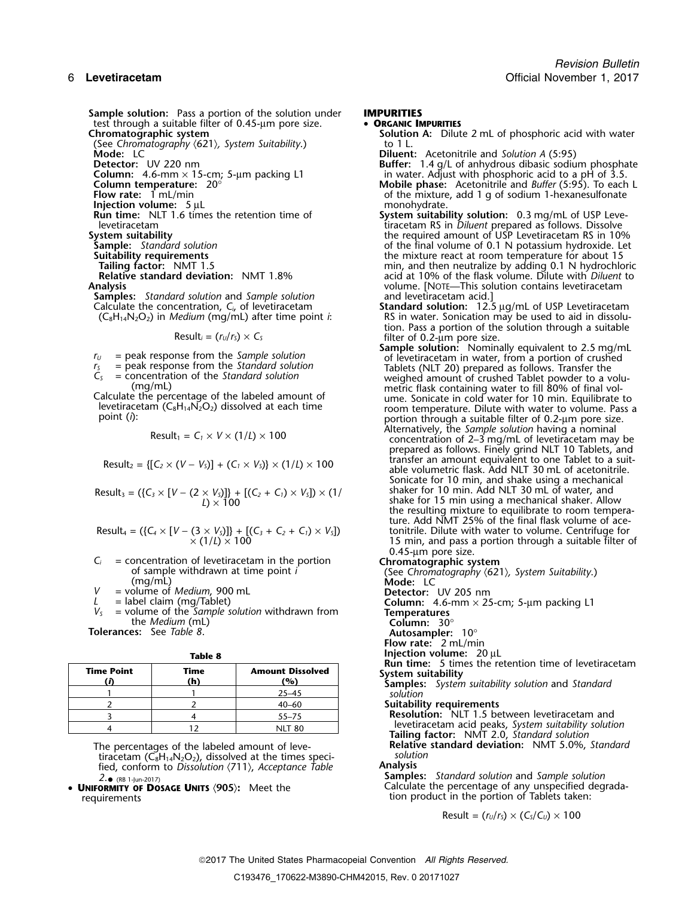**Sample solution:** Pass a portion of the solution under test through a suitable filter of 0.45-µm pore size.

**Chromatographic system**

(See *Chromatography* ⟨621⟩, *System Suitability*.)

**Mode:** LC

**Detector:** UV 220 nm

**Column:** 4.6-mm × 15-cm; 5-µm packing L1

**Column temperature:** 20°

**Flow rate:** 1 mL/min

**Injection volume:** 5 µL

**Run time:** NLT 1.6 times the retention time of levetiracetam

**System suitability**

**Sample:** *Standard solution*

**Suitability requirements**

**Tailing factor:** NMT 1.5

**Relative standard deviation:** NMT 1.8%

**Analysis**

**Samples:** *Standard solution* and *Sample solution*

Calculate the concentration, $C_i$, of levetiracetam ($C_8H_{14}N_2O_2$) in *Medium* (mg/mL) after time point *i*:

$$\text{Result}_i = (r_U/r_S) \times C_S$$

$r_U$ = peak response from the *Sample solution*

$r_S$ = peak response from the *Standard solution*

$C_S$ = concentration of the *Standard solution* (mg/mL)

Calculate the percentage of the labeled amount of levetiracetam ($C_8H_{14}N_2O_2$) dissolved at each time point (*i*):

$$\text{Result}_1 = C_1 \times V \times (1/L) \times 100$$

$$\text{Result}_2 = \{[C_2 \times (V - V_S)] + (C_1 \times V_S)\} \times (1/L) \times 100$$

$$\text{Result}_3 = (\{C_3 \times [V - (2 \times V_S)]\} + [(C_2 + C_1) \times V_S]) \times (1/L) \times 100$$

$$\text{Result}_4 = (\{C_4 \times [V - (3 \times V_S)]\} + [(C_3 + C_2 + C_1) \times V_S]) \times (1/L) \times 100$$

$C_i$ = concentration of levetiracetam in the portion of sample withdrawn at time point *i* (mg/mL)

$V$ = volume of *Medium*, 900 mL

$L$ = label claim (mg/Tablet)

$V_S$ = volume of the *Sample solution* withdrawn from the *Medium* (mL)

**Tolerances:** See *Table 8*.

**Table 8**

| Time Point (*i*) | Time (h) | Amount Dissolved (%) |
|---|---|---|
| 1 | 1 | 25–45 |
| 2 | 2 | 40–60 |
| 3 | 4 | 55–75 |
| 4 | 12 | NLT 80 |

The percentages of the labeled amount of levetiracetam ($C_8H_{14}N_2O_2$), dissolved at the times specified, conform to *Dissolution* ⟨711⟩, *Acceptance Table 2*.● (RB 1-Jun-2017)

• **Uniformity of Dosage Units** ⟨905⟩**:** Meet the requirements

## IMPURITIES

• **Organic Impurities**

**Solution A:** Dilute 2 mL of phosphoric acid with water to 1 L.

**Diluent:** Acetonitrile and *Solution A* (5:95)

**Buffer:** 1.4 g/L of anhydrous dibasic sodium phosphate in water. Adjust with phosphoric acid to a pH of 3.5.

**Mobile phase:** Acetonitrile and *Buffer* (5:95). To each L of the mixture, add 1 g of sodium 1-hexanesulfonate monohydrate.

**System suitability solution:** 0.3 mg/mL of USP Levetiracetam RS in *Diluent* prepared as follows. Dissolve the required amount of USP Levetiracetam RS in 10% of the final volume of 0.1 N potassium hydroxide. Let the mixture react at room temperature for about 15 min, and then neutralize by adding 0.1 N hydrochloric acid at 10% of the flask volume. Dilute with *Diluent* to volume. [Note—This solution contains levetiracetam and levetiracetam acid.]

**Standard solution:** 12.5 µg/mL of USP Levetiracetam RS in water. Sonication may be used to aid in dissolution. Pass a portion of the solution through a suitable filter of 0.2-µm pore size.

**Sample solution:** Nominally equivalent to 2.5 mg/mL of levetiracetam in water, from a portion of crushed Tablets (NLT 20) prepared as follows. Transfer the weighed amount of crushed Tablet powder to a volumetric flask containing water to fill 80% of final volume. Sonicate in cold water for 10 min. Equilibrate to room temperature. Dilute with water to volume. Pass a portion through a suitable filter of 0.2-µm pore size. Alternatively, the *Sample solution* having a nominal concentration of 2–3 mg/mL of levetiracetam may be prepared as follows. Finely grind NLT 10 Tablets, and transfer an amount equivalent to one Tablet to a suitable volumetric flask. Add NLT 30 mL of acetonitrile. Sonicate for 10 min, and shake using a mechanical shaker for 10 min. Add NMT 30 mL of water, and shake for 15 min using a mechanical shaker. Allow the resulting mixture to equilibrate to room temperature. Add NMT 25% of the final flask volume of acetonitrile. Dilute with water to volume. Centrifuge for 15 min, and pass a portion through a suitable filter of 0.45-µm pore size.

**Chromatographic system**

(See *Chromatography* ⟨621⟩, *System Suitability*.)

**Mode:** LC

**Detector:** UV 205 nm

**Column:** 4.6-mm × 25-cm; 5-µm packing L1

**Temperatures**

**Column:** 30°

**Autosampler:** 10°

**Flow rate:** 2 mL/min

**Injection volume:** 20 µL

**Run time:** 5 times the retention time of levetiracetam

**System suitability**

**Samples:** *System suitability solution* and *Standard solution*

**Suitability requirements**

**Resolution:** NLT 1.5 between levetiracetam and levetiracetam acid peaks, *System suitability solution*

**Tailing factor:** NMT 2.0, *Standard solution*

**Relative standard deviation:** NMT 5.0%, *Standard solution*

**Analysis**

**Samples:** *Standard solution* and *Sample solution*

Calculate the percentage of any unspecified degradation product in the portion of Tablets taken:

$$\text{Result} = (r_U/r_S) \times (C_S/C_U) \times 100$$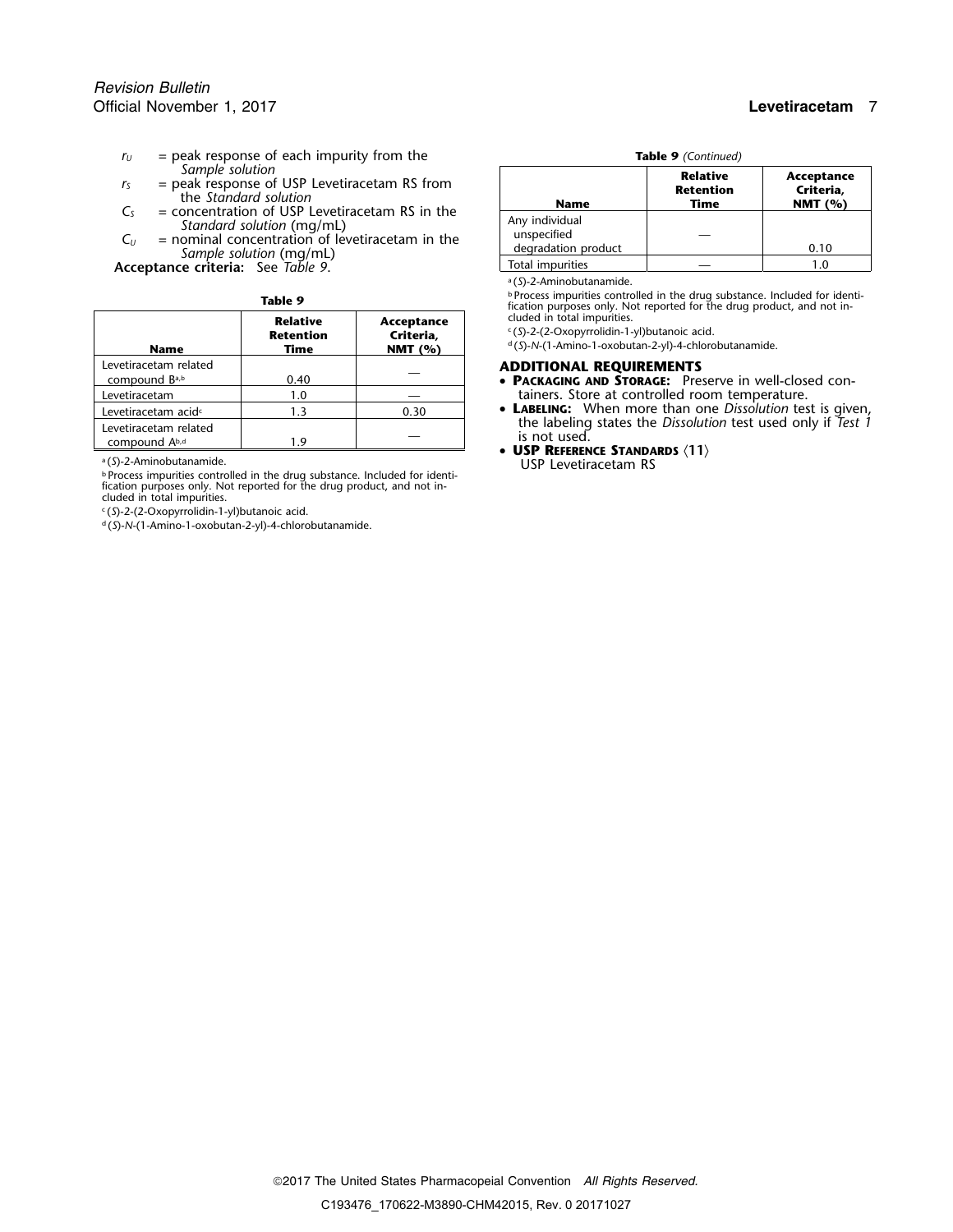$r_U$ = peak response of each impurity from the *Sample solution*

$r_S$ = peak response of USP Levetiracetam RS from the *Standard solution*

$C_S$ = concentration of USP Levetiracetam RS in the *Standard solution* (mg/mL)

$C_U$ = nominal concentration of levetiracetam in the *Sample solution* (mg/mL)

**Acceptance criteria:** See *Table 9*.

**Table 9**

| Name | Relative Retention Time | Acceptance Criteria, NMT (%) |
|---|---|---|
| Levetiracetam related compound B[a,b] | 0.40 | — |
| Levetiracetam | 1.0 | — |
| Levetiracetam acid[c] | 1.3 | 0.30 |
| Levetiracetam related compound A[b,d] | 1.9 | — |
| Any individual unspecified degradation product | — | 0.10 |
| Total impurities | — | 1.0 |

[a] (*S*)-2-Aminobutanamide.

[b] Process impurities controlled in the drug substance. Included for identification purposes only. Not reported for the drug product, and not included in total impurities.

[c] (*S*)-2-(2-Oxopyrrolidin-1-yl)butanoic acid.

[d] (*S*)-*N*-(1-Amino-1-oxobutan-2-yl)-4-chlorobutanamide.

## ADDITIONAL REQUIREMENTS

- **Packaging and Storage:** Preserve in well-closed containers. Store at controlled room temperature.
- **Labeling:** When more than one *Dissolution* test is given, the labeling states the *Dissolution* test used only if *Test 1* is not used.
- **USP Reference Standards** ⟨11⟩
  USP Levetiracetam RS